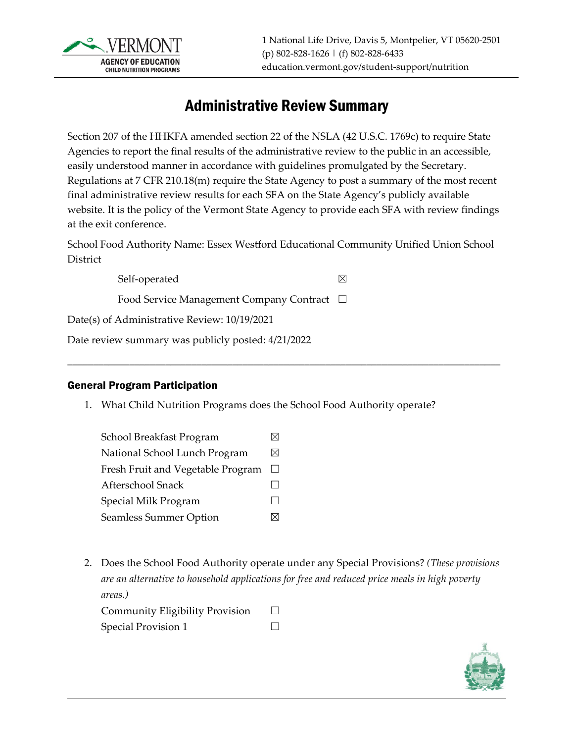1 National Life Drive, Davis 5, Montpelier, VT 05620-2501
(p) 802-828-1626 | (f) 802-828-6433
education.vermont.gov/student-support/nutrition

# Administrative Review Summary

Section 207 of the HHKFA amended section 22 of the NSLA (42 U.S.C. 1769c) to require State Agencies to report the final results of the administrative review to the public in an accessible, easily understood manner in accordance with guidelines promulgated by the Secretary. Regulations at 7 CFR 210.18(m) require the State Agency to post a summary of the most recent final administrative review results for each SFA on the State Agency's publicly available website. It is the policy of the Vermont State Agency to provide each SFA with review findings at the exit conference.

School Food Authority Name: Essex Westford Educational Community Unified Union School District

Self-operated ☒

Food Service Management Company Contract ☐

Date(s) of Administrative Review: 10/19/2021

Date review summary was publicly posted: 4/21/2022

---

### General Program Participation

1. What Child Nutrition Programs does the School Food Authority operate?

   School Breakfast Program ☒
   National School Lunch Program ☒
   Fresh Fruit and Vegetable Program ☐
   Afterschool Snack ☐
   Special Milk Program ☐
   Seamless Summer Option ☒

2. Does the School Food Authority operate under any Special Provisions? *(These provisions are an alternative to household applications for free and reduced price meals in high poverty areas.)*

   Community Eligibility Provision ☐
   Special Provision 1 ☐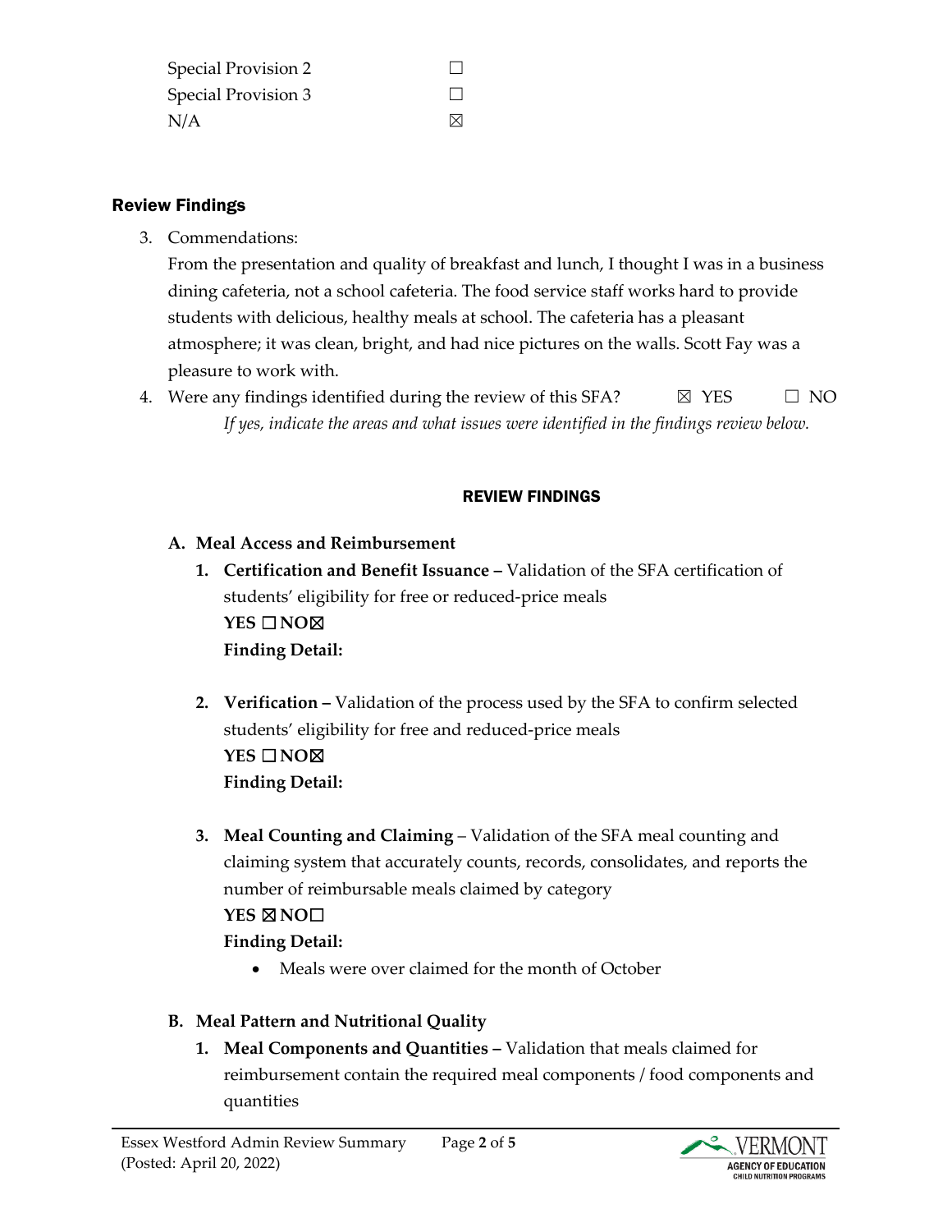Special Provision 2 ☐
Special Provision 3 ☐
N/A ☒

## Review Findings

3. Commendations:
   From the presentation and quality of breakfast and lunch, I thought I was in a business dining cafeteria, not a school cafeteria. The food service staff works hard to provide students with delicious, healthy meals at school. The cafeteria has a pleasant atmosphere; it was clean, bright, and had nice pictures on the walls. Scott Fay was a pleasure to work with.
4. Were any findings identified during the review of this SFA? ☒ YES ☐ NO
   *If yes, indicate the areas and what issues were identified in the findings review below.*

### REVIEW FINDINGS

**A. Meal Access and Reimbursement**

1. **Certification and Benefit Issuance –** Validation of the SFA certification of students' eligibility for free or reduced-price meals
   **YES ☐ NO☒**
   **Finding Detail:**

2. **Verification –** Validation of the process used by the SFA to confirm selected students' eligibility for free and reduced-price meals
   **YES ☐ NO☒**
   **Finding Detail:**

3. **Meal Counting and Claiming** – Validation of the SFA meal counting and claiming system that accurately counts, records, consolidates, and reports the number of reimbursable meals claimed by category
   **YES ☒ NO☐**
   **Finding Detail:**
   - Meals were over claimed for the month of October

**B. Meal Pattern and Nutritional Quality**

1. **Meal Components and Quantities –** Validation that meals claimed for reimbursement contain the required meal components / food components and quantities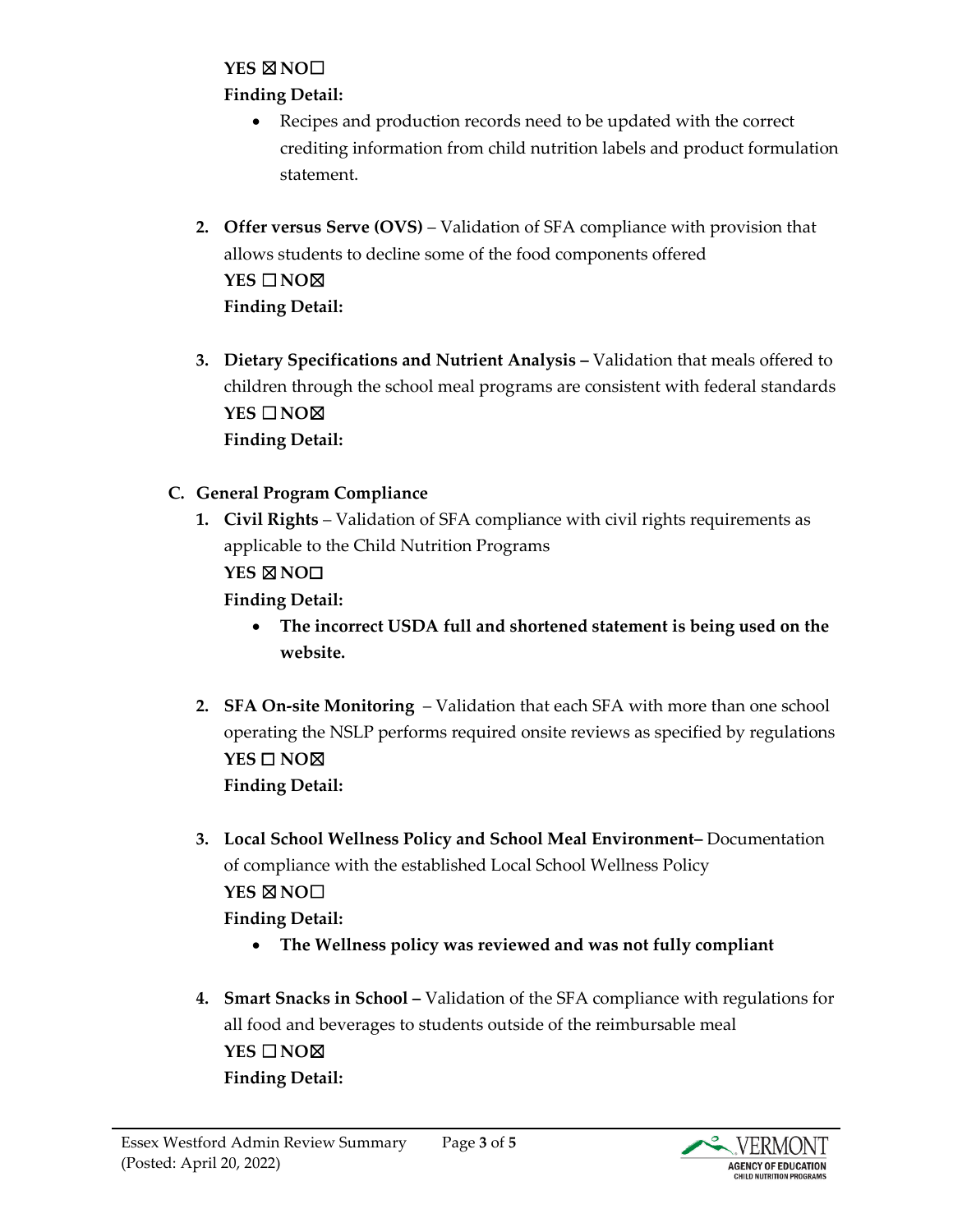**YES ☒ NO☐**

**Finding Detail:**

- Recipes and production records need to be updated with the correct crediting information from child nutrition labels and product formulation statement.

2. **Offer versus Serve (OVS)** – Validation of SFA compliance with provision that allows students to decline some of the food components offered
   **YES ☐ NO☒**
   **Finding Detail:**

3. **Dietary Specifications and Nutrient Analysis –** Validation that meals offered to children through the school meal programs are consistent with federal standards
   **YES ☐ NO☒**
   **Finding Detail:**

**C. General Program Compliance**

1. **Civil Rights** – Validation of SFA compliance with civil rights requirements as applicable to the Child Nutrition Programs
   **YES ☒ NO☐**
   **Finding Detail:**
   - **The incorrect USDA full and shortened statement is being used on the website.**

2. **SFA On-site Monitoring** – Validation that each SFA with more than one school operating the NSLP performs required onsite reviews as specified by regulations
   **YES ☐ NO☒**
   **Finding Detail:**

3. **Local School Wellness Policy and School Meal Environment–** Documentation of compliance with the established Local School Wellness Policy
   **YES ☒ NO☐**
   **Finding Detail:**
   - **The Wellness policy was reviewed and was not fully compliant**

4. **Smart Snacks in School –** Validation of the SFA compliance with regulations for all food and beverages to students outside of the reimbursable meal
   **YES ☐ NO☒**
   **Finding Detail:**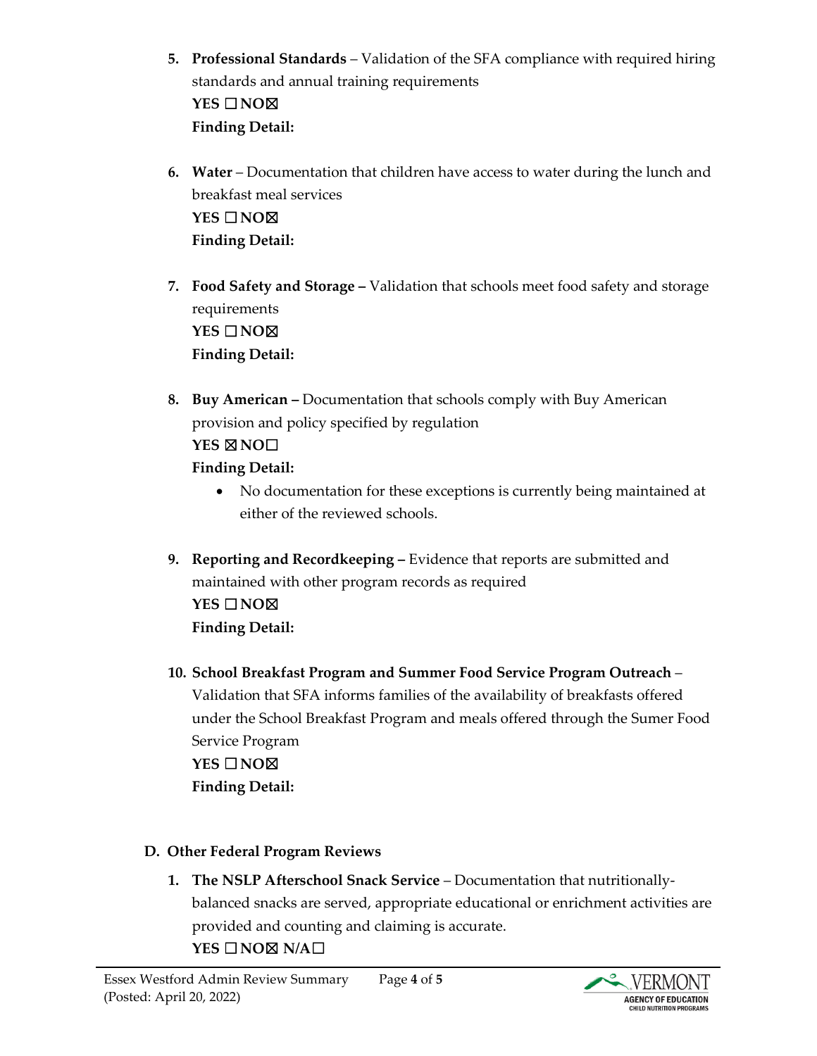5. **Professional Standards** – Validation of the SFA compliance with required hiring standards and annual training requirements
   **YES ☐ NO☒**
   **Finding Detail:**

6. **Water** – Documentation that children have access to water during the lunch and breakfast meal services
   **YES ☐ NO☒**
   **Finding Detail:**

7. **Food Safety and Storage –** Validation that schools meet food safety and storage requirements
   **YES ☐ NO☒**
   **Finding Detail:**

8. **Buy American –** Documentation that schools comply with Buy American provision and policy specified by regulation
   **YES ☒ NO☐**
   **Finding Detail:**
   - No documentation for these exceptions is currently being maintained at either of the reviewed schools.

9. **Reporting and Recordkeeping –** Evidence that reports are submitted and maintained with other program records as required
   **YES ☐ NO☒**
   **Finding Detail:**

10. **School Breakfast Program and Summer Food Service Program Outreach** – Validation that SFA informs families of the availability of breakfasts offered under the School Breakfast Program and meals offered through the Sumer Food Service Program
    **YES ☐ NO☒**
    **Finding Detail:**

**D. Other Federal Program Reviews**

1. **The NSLP Afterschool Snack Service** – Documentation that nutritionally-balanced snacks are served, appropriate educational or enrichment activities are provided and counting and claiming is accurate.
   **YES ☐ NO☒ N/A☐**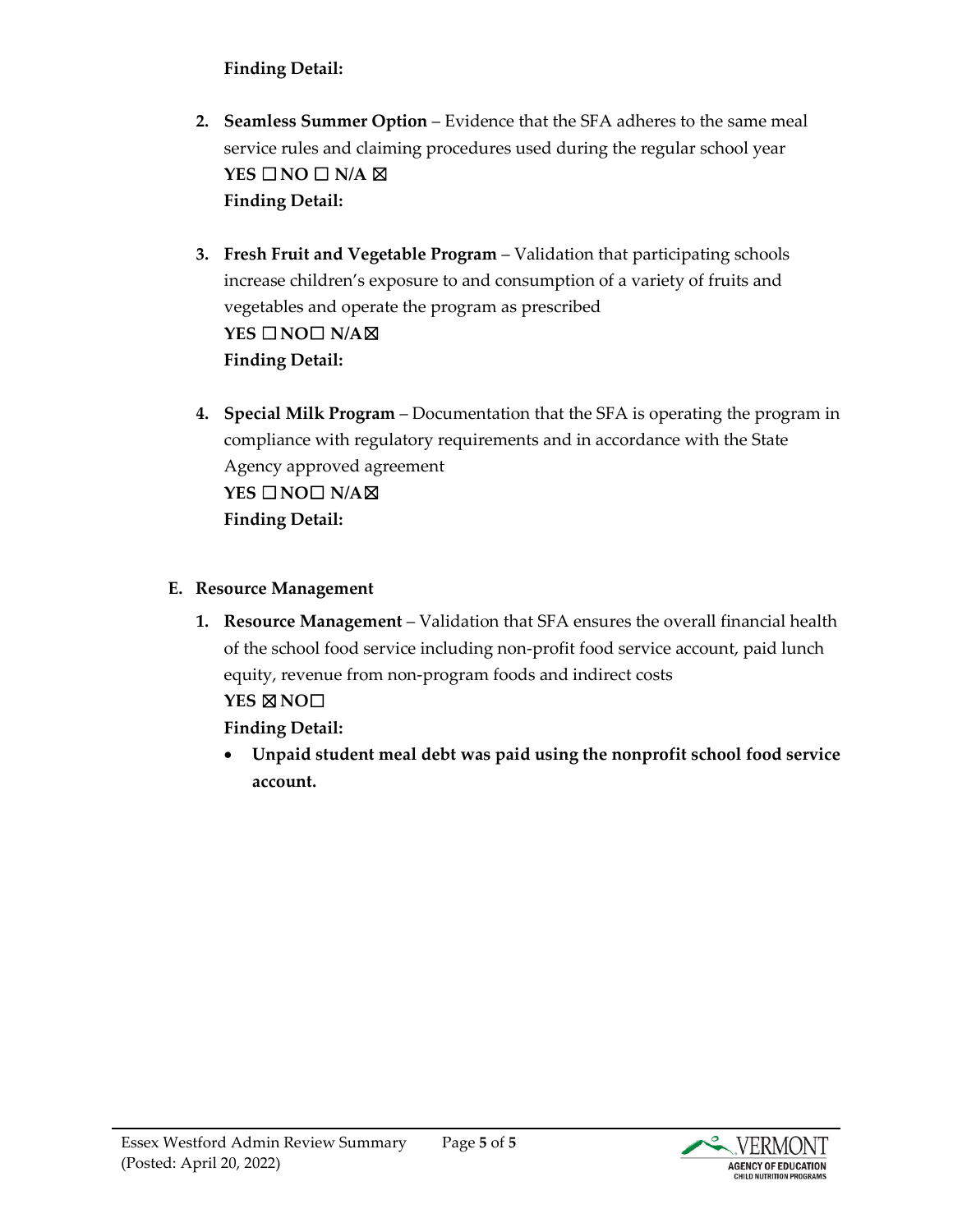**Finding Detail:**

2. **Seamless Summer Option** – Evidence that the SFA adheres to the same meal service rules and claiming procedures used during the regular school year
   **YES ☐ NO ☐ N/A ☒**
   **Finding Detail:**

3. **Fresh Fruit and Vegetable Program** – Validation that participating schools increase children's exposure to and consumption of a variety of fruits and vegetables and operate the program as prescribed
   **YES ☐ NO☐ N/A☒**
   **Finding Detail:**

4. **Special Milk Program** – Documentation that the SFA is operating the program in compliance with regulatory requirements and in accordance with the State Agency approved agreement
   **YES ☐ NO☐ N/A☒**
   **Finding Detail:**

**E. Resource Management**

1. **Resource Management** – Validation that SFA ensures the overall financial health of the school food service including non-profit food service account, paid lunch equity, revenue from non-program foods and indirect costs
   **YES ☒ NO☐**
   **Finding Detail:**
   - **Unpaid student meal debt was paid using the nonprofit school food service account.**